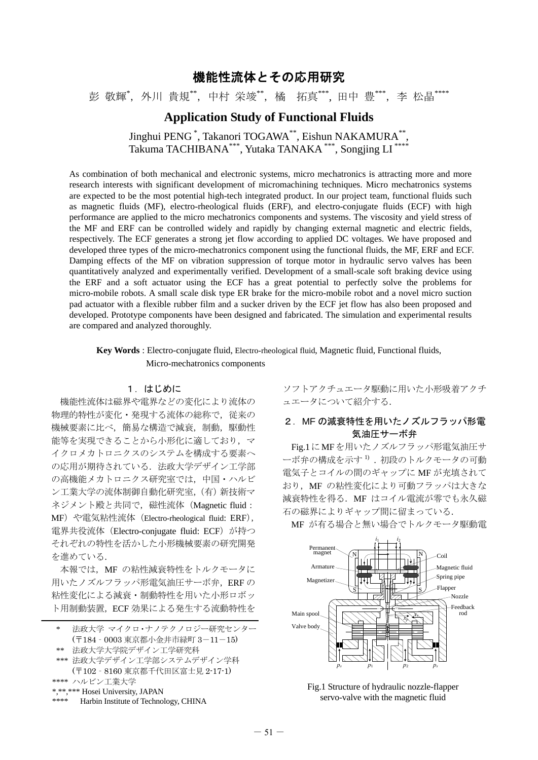# 機能性流体とその応用研究

彭 敬輝[*]，外川 貴規[**]，中村 栄竣[**]，橘　拓真[***]，田中 豊[***]，李 松晶[****]

# Application Study of Functional Fluids

Jinghui PENG [*], Takanori TOGAWA [**], Eishun NAKAMURA [**], Takuma TACHIBANA [***], Yutaka TANAKA [***], Songjing LI [****]

As combination of both mechanical and electronic systems, micro mechatronics is attracting more and more research interests with significant development of micromachining techniques. Micro mechatronics systems are expected to be the most potential high-tech integrated product. In our project team, functional fluids such as magnetic fluids (MF), electro-rheological fluids (ERF), and electro-conjugate fluids (ECF) with high performance are applied to the micro mechatronics components and systems. The viscosity and yield stress of the MF and ERF can be controlled widely and rapidly by changing external magnetic and electric fields, respectively. The ECF generates a strong jet flow according to applied DC voltages. We have proposed and developed three types of the micro-mechatronics component using the functional fluids, the MF, ERF and ECF. Damping effects of the MF on vibration suppression of torque motor in hydraulic servo valves has been quantitatively analyzed and experimentally verified. Development of a small-scale soft braking device using the ERF and a soft actuator using the ECF has a great potential to perfectly solve the problems for micro-mobile robots. A small scale disk type ER brake for the micro-mobile robot and a novel micro suction pad actuator with a flexible rubber film and a sucker driven by the ECF jet flow has also been proposed and developed. Prototype components have been designed and fabricated. The simulation and experimental results are compared and analyzed thoroughly.

**Key Words** : Electro-conjugate fluid, Electro-rheological fluid, Magnetic fluid, Functional fluids, Micro-mechatronics components

## １．はじめに

機能性流体は磁界や電界などの変化により流体の物理的特性が変化・発現する流体の総称で，従来の機械要素に比べ，簡易な構造で減衰，制動，駆動性能等を実現できることから小形化に適しており，マイクロメカトロニクスのシステムを構成する要素への応用が期待されている．法政大学デザイン工学部の高機能メカトロニクス研究室では，中国・ハルビン工業大学の流体制御自動化研究室，(有) 新技術マネジメント殿と共同で，磁性流体（Magnetic fluid : MF）や電気粘性流体（Electro-rheological fluid: ERF），電界共役流体（Electro-conjugate fluid: ECF）が持つそれぞれの特性を活かした小形機械要素の研究開発を進めている．

本報では，MF の粘性減衰特性をトルクモータに用いたノズルフラッパ形電気油圧サーボ弁，ERF の粘性変化による減衰・制動特性を用いた小形ロボット用制動装置，ECF 効果による発生する流動特性をソフトアクチュエータ駆動に用いた小形吸着アクチュエータについて紹介する．

\*　法政大学 マイクロ・ナノテクノロジー研究センター（〒184‐0003 東京都小金井市緑町 3－11－15）
\*\*　法政大学大学院デザイン工学研究科
\*\*\*　法政大学デザイン工学部システムデザイン学科（〒102‐8160 東京都千代田区富士見 2-17-1）
\*\*\*\*　ハルビン工業大学
\*,\*\*,\*\*\* Hosei University, JAPAN
\*\*\*\*　Harbin Institute of Technology, CHINA

## ２．MF の減衰特性を用いたノズルフラッパ形電気油圧サーボ弁

Fig.1 に MF を用いたノズルフラッパ形電気油圧サーボ弁の構成を示す[1]．初段のトルクモータの可動電気子とコイルの間のギャップに MF が充填されており，MF の粘性変化により可動フラッパは大きな減衰特性を得る．MF はコイル電流が零でも永久磁石の磁界によりギャップ間に留まっている．

MF が有る場合と無い場合でトルクモータ駆動電

Fig.1 Structure of hydraulic nozzle-flapper servo-valve with the magnetic fluid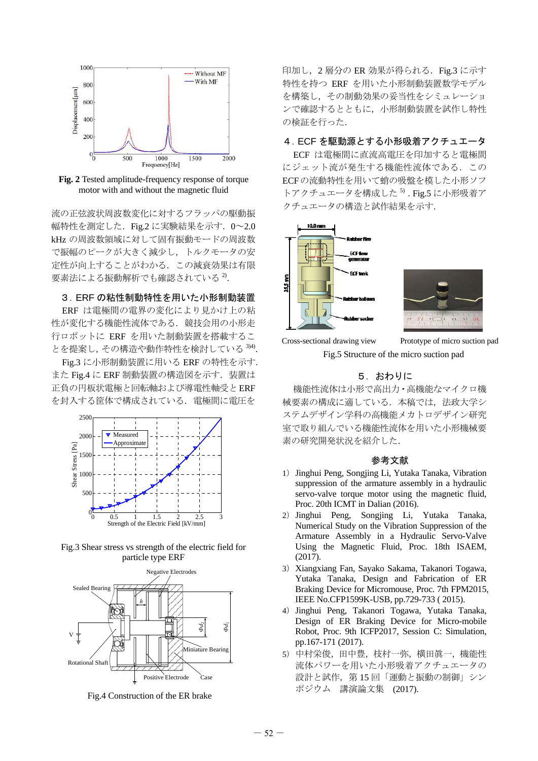1000
800
600
400
200
0
0 500 1000 1500 2000
Displacement[μm]
Frequency[Hz]
Without MF
With MF

**Fig. 2** Tested amplitude-frequency response of torque motor with and without the magnetic fluid

流の正弦波状周波数変化に対するフラッパの駆動振幅特性を測定した．Fig.2 に実験結果を示す．0～2.0 kHz の周波数領域に対して固有振動モードの周波数で振幅のピークが大きく減少し，トルクモータの安定性が向上することがわかる．この減衰効果は有限要素法による振動解析でも確認されている [2]．

## ３．ERF の粘性制動特性を用いた小形制動装置

ERF は電極間の電界の変化により見かけ上の粘性が変化する機能性流体である．競技会用の小形走行ロボットに ERF を用いた制動装置を搭載することを提案し，その構造や動作特性を検討している [3)4)]．

Fig.3 に小形制動装置に用いる ERF の特性を示す．また Fig.4 に ERF 制動装置の構造図を示す．装置は正負の円板状電極と回転軸および導電性軸受と ERF を封入する筐体で構成されている．電極間に電圧を

2500
2000
1500
1000
500
0
0 0.5 1 1.5 2 2.5 3
Shear Stress [Pa]
Strength of the Electric Field [kV/mm]
Measured
Approximate

Fig.3 Shear stress vs strength of the electric field for particle type ERF

Negative Electrodes
Sealed Bearing
h
V
$\Phi d_2$
$\Phi d_1$
Miniature Bearing
Rotational Shaft
Positive Electrode
Case

Fig.4 Construction of the ER brake

印加し，2 層分の ER 効果が得られる．Fig.3 に示す特性を持つ ERF を用いた小形制動装置数学モデルを構築し，その制動効果の妥当性をシミュレーションで確認するとともに，小形制動装置を試作し特性の検証を行った．

## ４．ECF を駆動源とする小形吸着アクチュエータ

ECF は電極間に直流高電圧を印加すると電極間にジェット流が発生する機能性流体である．この ECF の流動特性を用いて蛸の吸盤を模した小形ソフトアクチュエータを構成した [5)]．Fig.5 に小形吸着アクチュエータの構造と試作結果を示す．

10.0 mm
23.5 mm
Rubber film
ECF flow generator
ECF tank
Rubber balloon
Rubber sucker

Cross-sectional drawing view　　Prototype of micro suction pad

Fig.5 Structure of the micro suction pad

## ５．おわりに

機能性流体は小形で高出力・高機能なマイクロ機械要素の構成に適している．本稿では，法政大学システムデザイン学科の高機能メカトロデザイン研究室で取り組んでいる機能性流体を用いた小形機械要素の研究開発状況を紹介した．

## 参考文献

1) Jinghui Peng, Songjing Li, Yutaka Tanaka, Vibration suppression of the armature assembly in a hydraulic servo-valve torque motor using the magnetic fluid, Proc. 20th ICMT in Dalian (2016).
2) Jinghui Peng, Songjing Li, Yutaka Tanaka, Numerical Study on the Vibration Suppression of the Armature Assembly in a Hydraulic Servo-Valve Using the Magnetic Fluid, Proc. 18th ISAEM, (2017).
3) Xiangxiang Fan, Sayako Sakama, Takanori Togawa, Yutaka Tanaka, Design and Fabrication of ER Braking Device for Micromouse, Proc. 7th FPM2015, IEEE No.CFP1599K-USB, pp.729-733 ( 2015).
4) Jinghui Peng, Takanori Togawa, Yutaka Tanaka, Design of ER Braking Device for Micro-mobile Robot, Proc. 9th ICFP2017, Session C: Simulation, pp.167-171 (2017).
5) 中村栄俊，田中豊，枝村一弥，横田眞一，機能性流体パワーを用いた小形吸着アクチュエータの設計と試作，第 15 回「運動と振動の制御」シンポジウム　講演論文集　(2017).